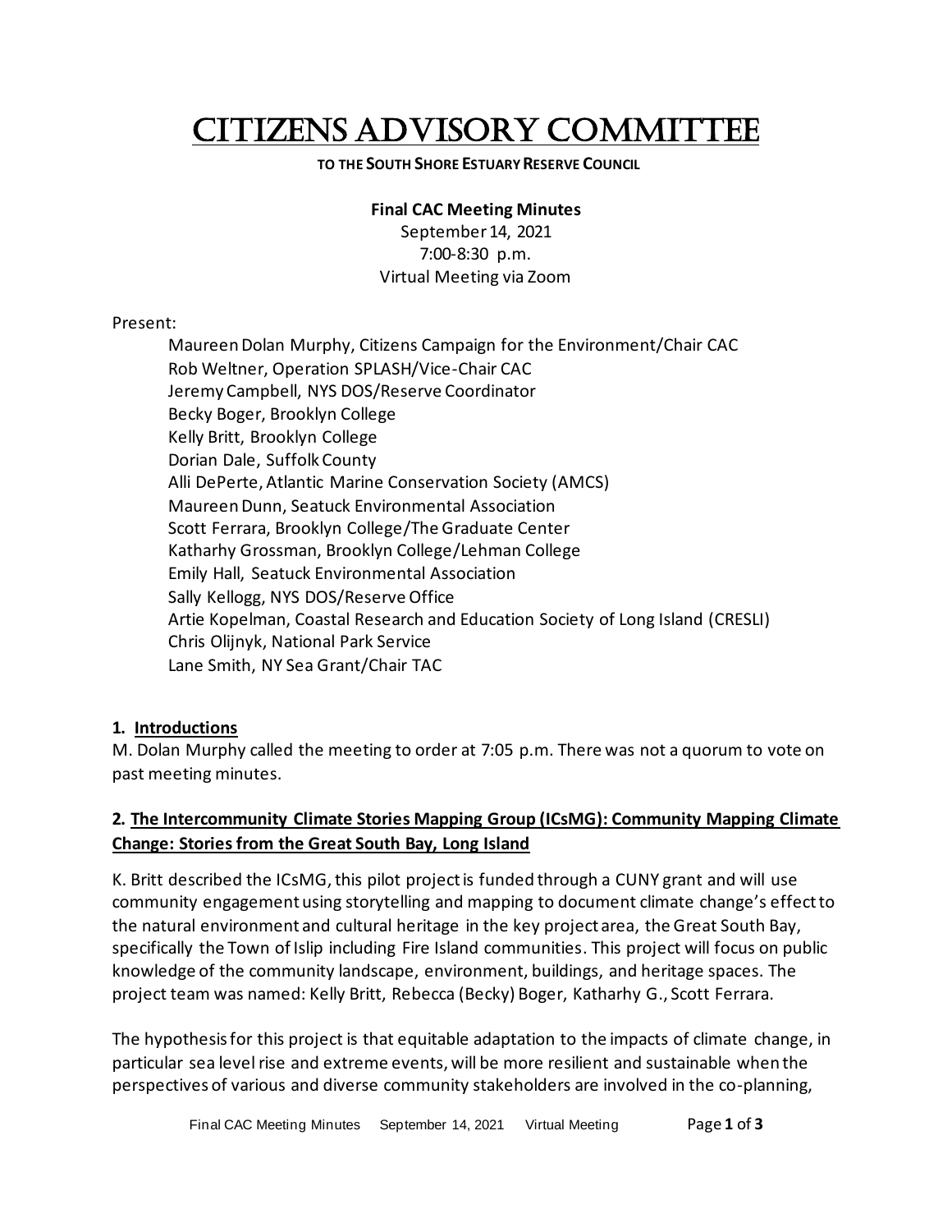# Citizens Advisory Committee

**TO THE SOUTH SHORE ESTUARY RESERVE COUNCIL**

**Final CAC Meeting Minutes**
September 14, 2021
7:00-8:30 p.m.
Virtual Meeting via Zoom

Present:

- Maureen Dolan Murphy, Citizens Campaign for the Environment/Chair CAC
- Rob Weltner, Operation SPLASH/Vice-Chair CAC
- Jeremy Campbell, NYS DOS/Reserve Coordinator
- Becky Boger, Brooklyn College
- Kelly Britt, Brooklyn College
- Dorian Dale, Suffolk County
- Alli DePerte, Atlantic Marine Conservation Society (AMCS)
- Maureen Dunn, Seatuck Environmental Association
- Scott Ferrara, Brooklyn College/The Graduate Center
- Katharhy Grossman, Brooklyn College/Lehman College
- Emily Hall, Seatuck Environmental Association
- Sally Kellogg, NYS DOS/Reserve Office
- Artie Kopelman, Coastal Research and Education Society of Long Island (CRESLI)
- Chris Olijnyk, National Park Service
- Lane Smith, NY Sea Grant/Chair TAC

**1. Introductions**

M. Dolan Murphy called the meeting to order at 7:05 p.m. There was not a quorum to vote on past meeting minutes.

**2. The Intercommunity Climate Stories Mapping Group (ICsMG): Community Mapping Climate Change: Stories from the Great South Bay, Long Island**

K. Britt described the ICsMG, this pilot project is funded through a CUNY grant and will use community engagement using storytelling and mapping to document climate change's effect to the natural environment and cultural heritage in the key project area, the Great South Bay, specifically the Town of Islip including Fire Island communities. This project will focus on public knowledge of the community landscape, environment, buildings, and heritage spaces. The project team was named: Kelly Britt, Rebecca (Becky) Boger, Katharhy G., Scott Ferrara.

The hypothesis for this project is that equitable adaptation to the impacts of climate change, in particular sea level rise and extreme events, will be more resilient and sustainable when the perspectives of various and diverse community stakeholders are involved in the co-planning,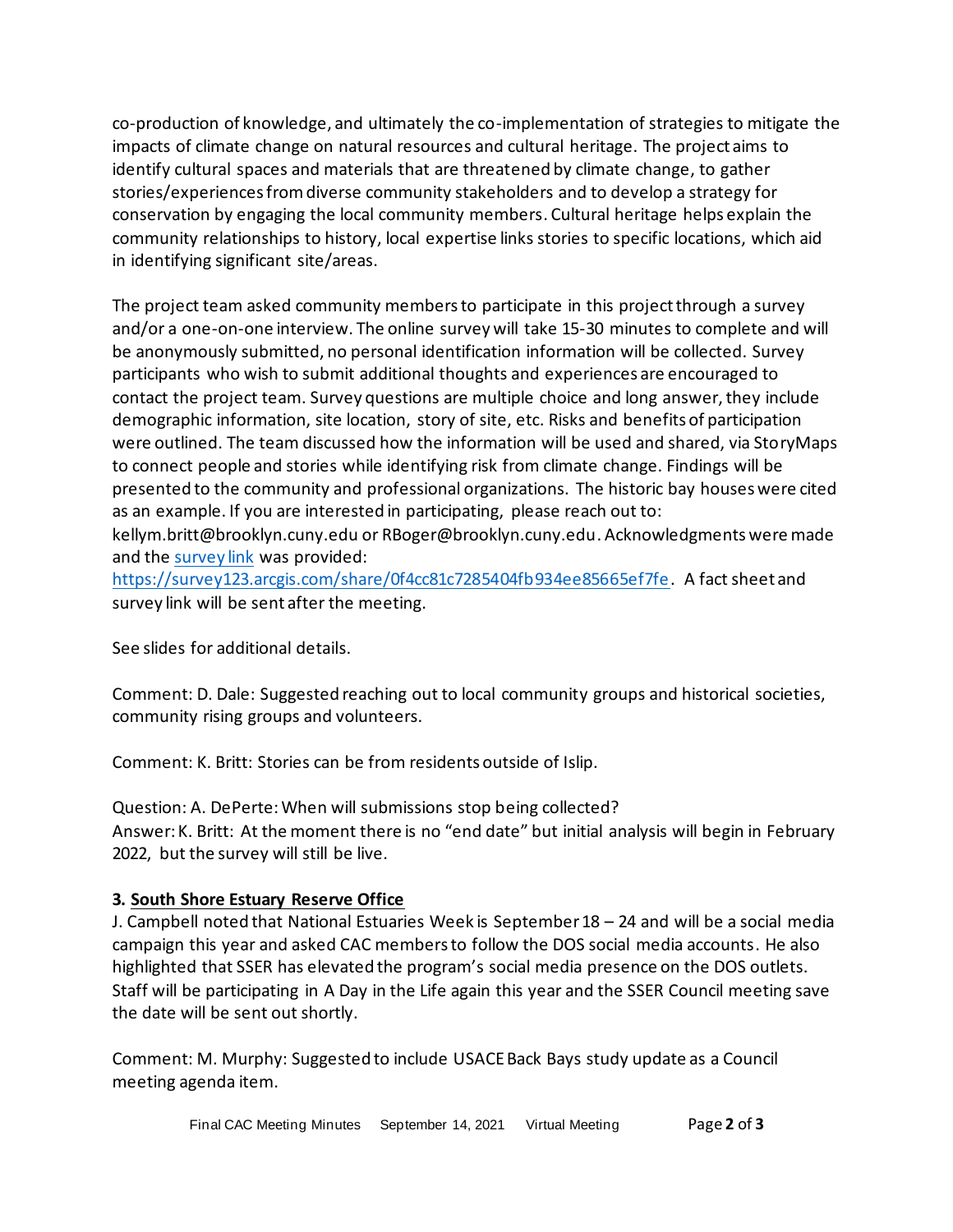co-production of knowledge, and ultimately the co-implementation of strategies to mitigate the impacts of climate change on natural resources and cultural heritage. The project aims to identify cultural spaces and materials that are threatened by climate change, to gather stories/experiences from diverse community stakeholders and to develop a strategy for conservation by engaging the local community members. Cultural heritage helps explain the community relationships to history, local expertise links stories to specific locations, which aid in identifying significant site/areas.

The project team asked community members to participate in this project through a survey and/or a one-on-one interview. The online survey will take 15-30 minutes to complete and will be anonymously submitted, no personal identification information will be collected. Survey participants who wish to submit additional thoughts and experiences are encouraged to contact the project team. Survey questions are multiple choice and long answer, they include demographic information, site location, story of site, etc. Risks and benefits of participation were outlined. The team discussed how the information will be used and shared, via StoryMaps to connect people and stories while identifying risk from climate change. Findings will be presented to the community and professional organizations. The historic bay houses were cited as an example. If you are interested in participating, please reach out to: kellym.britt@brooklyn.cuny.edu or RBoger@brooklyn.cuny.edu. Acknowledgments were made and the [survey link](https://survey123.arcgis.com/share/0f4cc81c7285404fb934ee85665ef7fe) was provided: https://survey123.arcgis.com/share/0f4cc81c7285404fb934ee85665ef7fe. A fact sheet and survey link will be sent after the meeting.

See slides for additional details.

Comment: D. Dale: Suggested reaching out to local community groups and historical societies, community rising groups and volunteers.

Comment: K. Britt: Stories can be from residents outside of Islip.

Question: A. DePerte: When will submissions stop being collected?
Answer: K. Britt: At the moment there is no "end date" but initial analysis will begin in February 2022, but the survey will still be live.

### 3. South Shore Estuary Reserve Office

J. Campbell noted that National Estuaries Week is September 18 – 24 and will be a social media campaign this year and asked CAC members to follow the DOS social media accounts. He also highlighted that SSER has elevated the program's social media presence on the DOS outlets. Staff will be participating in A Day in the Life again this year and the SSER Council meeting save the date will be sent out shortly.

Comment: M. Murphy: Suggested to include USACE Back Bays study update as a Council meeting agenda item.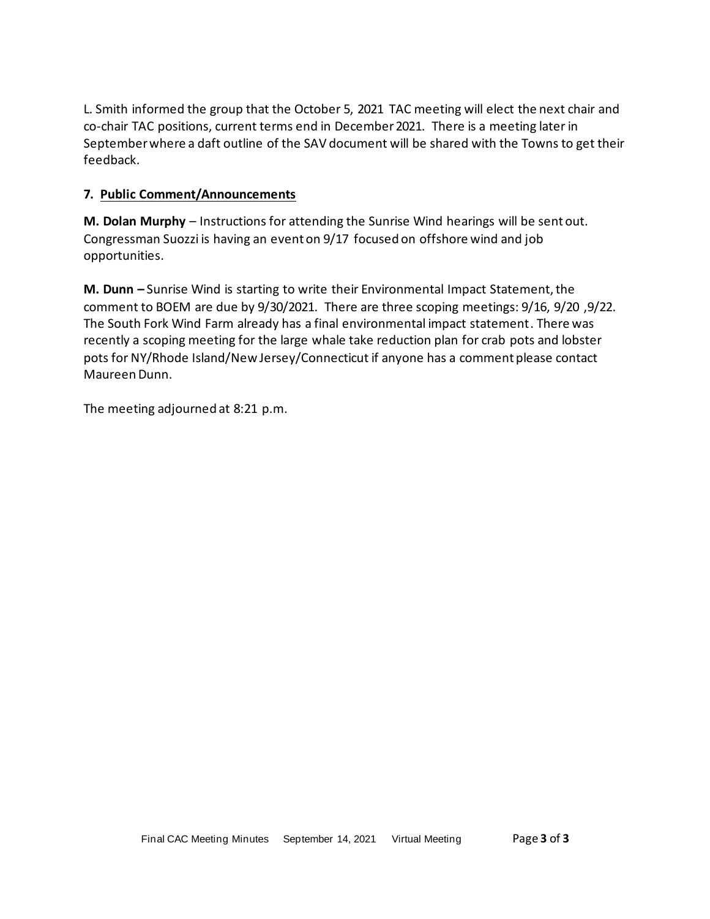L. Smith informed the group that the October 5, 2021 TAC meeting will elect the next chair and co-chair TAC positions, current terms end in December 2021. There is a meeting later in September where a daft outline of the SAV document will be shared with the Towns to get their feedback.

### 7. Public Comment/Announcements

**M. Dolan Murphy** – Instructions for attending the Sunrise Wind hearings will be sent out. Congressman Suozzi is having an event on 9/17 focused on offshore wind and job opportunities.

**M. Dunn –** Sunrise Wind is starting to write their Environmental Impact Statement, the comment to BOEM are due by 9/30/2021. There are three scoping meetings: 9/16, 9/20 ,9/22. The South Fork Wind Farm already has a final environmental impact statement. There was recently a scoping meeting for the large whale take reduction plan for crab pots and lobster pots for NY/Rhode Island/New Jersey/Connecticut if anyone has a comment please contact Maureen Dunn.

The meeting adjourned at 8:21 p.m.